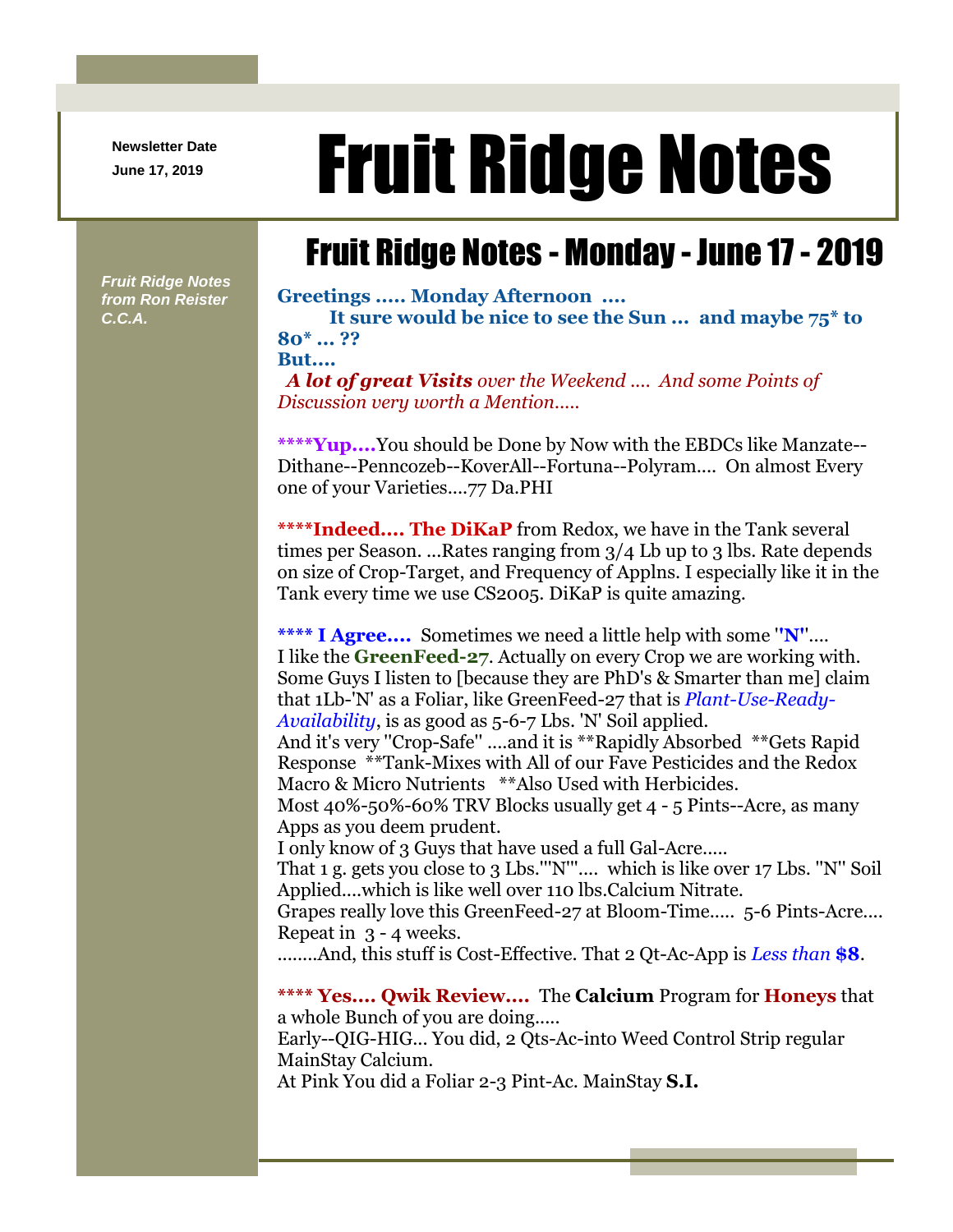Newsletter Date
June 17, 2019

# Fruit Ridge Notes

*Fruit Ridge Notes from Ron Reister C.C.A.*

## Fruit Ridge Notes - Monday - June 17 - 2019

**Greetings ..... Monday Afternoon ....**
**It sure would be nice to see the Sun ... and maybe 75* to 80* ... ??**
**But....**
***A lot of great Visits*** *over the Weekend .... And some Points of Discussion very worth a Mention.....*

****Yup....**You should be Done by Now with the EBDCs like Manzate--Dithane--Penncozeb--KoverAll--Fortuna--Polyram.... On almost Every one of your Varieties....77 Da.PHI

****Indeed.... The DiKaP** from Redox, we have in the Tank several times per Season. ...Rates ranging from 3/4 Lb up to 3 lbs. Rate depends on size of Crop-Target, and Frequency of Applns. I especially like it in the Tank every time we use CS2005. DiKaP is quite amazing.

**** I Agree....** Sometimes we need a little help with some "**N**"....
I like the **GreenFeed-27**. Actually on every Crop we are working with. Some Guys I listen to [because they are PhD's & Smarter than me] claim that 1Lb-'N' as a Foliar, like GreenFeed-27 that is *Plant-Use-Ready-Availability*, is as good as 5-6-7 Lbs. 'N' Soil applied.
And it's very "Crop-Safe" ....and it is **Rapidly Absorbed **Gets Rapid Response **Tank-Mixes with All of our Fave Pesticides and the Redox Macro & Micro Nutrients **Also Used with Herbicides.
Most 40%-50%-60% TRV Blocks usually get 4 - 5 Pints--Acre, as many Apps as you deem prudent.
I only know of 3 Guys that have used a full Gal-Acre.....
That 1 g. gets you close to 3 Lbs."'N"'.... which is like over 17 Lbs. "N" Soil Applied....which is like well over 110 lbs.Calcium Nitrate.
Grapes really love this GreenFeed-27 at Bloom-Time..... 5-6 Pints-Acre.... Repeat in 3 - 4 weeks.
........And, this stuff is Cost-Effective. That 2 Qt-Ac-App is *Less than* **$8**.

**** Yes.... Qwik Review....** The **Calcium** Program for **Honeys** that a whole Bunch of you are doing.....
Early--QIG-HIG... You did, 2 Qts-Ac-into Weed Control Strip regular MainStay Calcium.
At Pink You did a Foliar 2-3 Pint-Ac. MainStay **S.I.**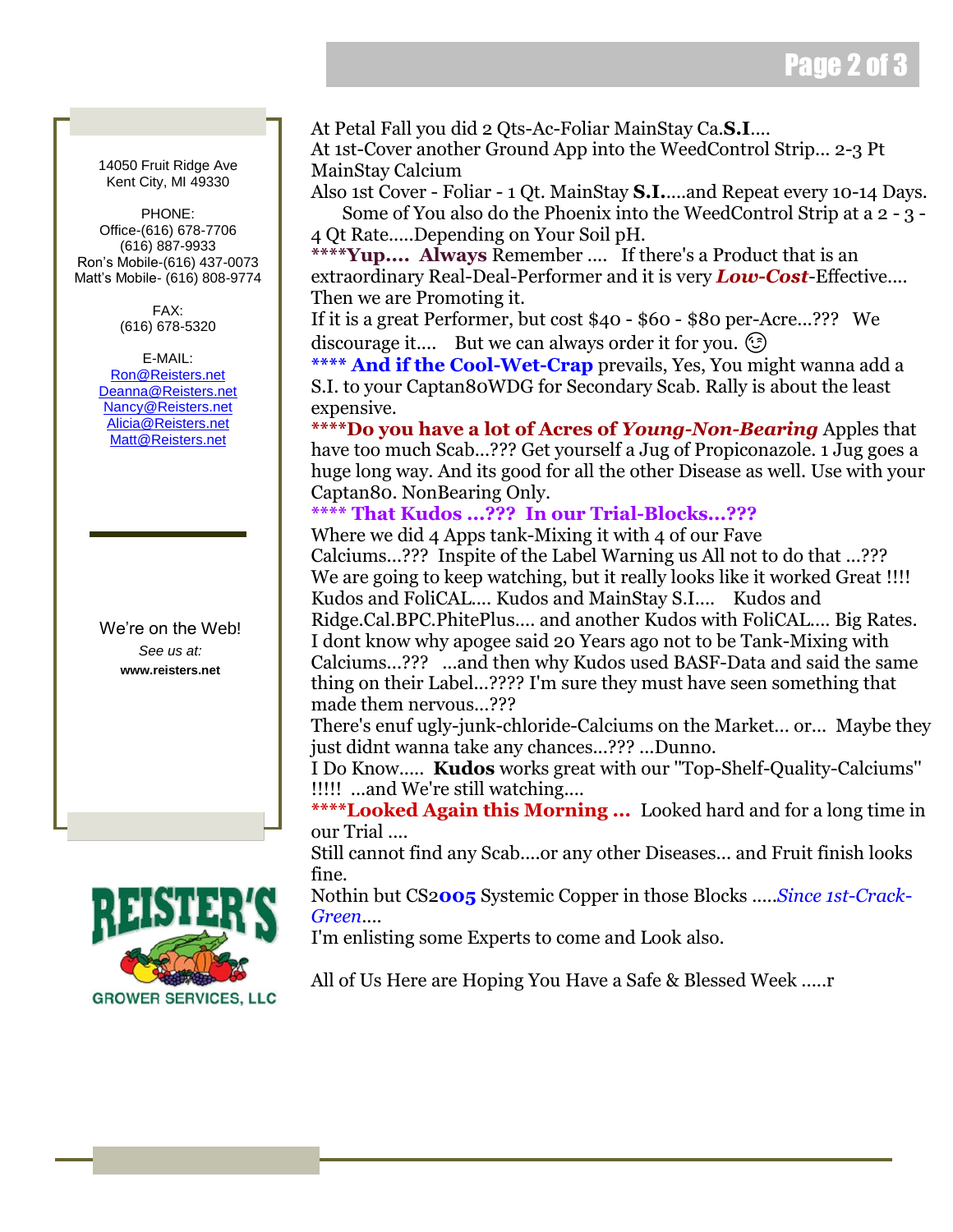14050 Fruit Ridge Ave
Kent City, MI 49330

PHONE:
Office-(616) 678-7706
(616) 887-9933
Ron's Mobile-(616) 437-0073
Matt's Mobile- (616) 808-9774

FAX:
(616) 678-5320

E-MAIL:
Ron@Reisters.net
Deanna@Reisters.net
Nancy@Reisters.net
Alicia@Reisters.net
Matt@Reisters.net

We're on the Web!
*See us at:*
**www.reisters.net**

REISTER'S GROWER SERVICES, LLC

At Petal Fall you did 2 Qts-Ac-Foliar MainStay Ca.**S.I**....
At 1st-Cover another Ground App into the WeedControl Strip... 2-3 Pt MainStay Calcium
Also 1st Cover - Foliar - 1 Qt. MainStay **S.I.**....and Repeat every 10-14 Days.
Some of You also do the Phoenix into the WeedControl Strip at a 2 - 3 - 4 Qt Rate.....Depending on Your Soil pH.

****Yup.... **Always** Remember .... If there's a Product that is an extraordinary Real-Deal-Performer and it is very ***Low-Cost***-Effective.... Then we are Promoting it.
If it is a great Performer, but cost $40 - $60 - $80 per-Acre...??? We discourage it.... But we can always order it for you. 😉

**** **And if the Cool-Wet-Crap** prevails, Yes, You might wanna add a S.I. to your Captan80WDG for Secondary Scab. Rally is about the least expensive.

****Do you have a lot of Acres of ***Young-Non-Bearing*** Apples that have too much Scab...??? Get yourself a Jug of Propiconazole. 1 Jug goes a huge long way. And its good for all the other Disease as well. Use with your Captan80. NonBearing Only.

**\*\*\*\* That Kudos ...??? In our Trial-Blocks...???**
Where we did 4 Apps tank-Mixing it with 4 of our Fave Calciums...??? Inspite of the Label Warning us All not to do that ...??? We are going to keep watching, but it really looks like it worked Great !!!! Kudos and FoliCAL.... Kudos and MainStay S.I.... Kudos and Ridge.Cal.BPC.PhitePlus.... and another Kudos with FoliCAL.... Big Rates. I dont know why apogee said 20 Years ago not to be Tank-Mixing with Calciums...??? ...and then why Kudos used BASF-Data and said the same thing on their Label...???? I'm sure they must have seen something that made them nervous...???
There's enuf ugly-junk-chloride-Calciums on the Market... or... Maybe they just didnt wanna take any chances...??? ...Dunno.
I Do Know..... **Kudos** works great with our "Top-Shelf-Quality-Calciums" !!!!! ...and We're still watching....

**\*\*\*\*Looked Again this Morning ...** Looked hard and for a long time in our Trial ....
Still cannot find any Scab....or any other Diseases... and Fruit finish looks fine.
Nothin but CS2**005** Systemic Copper in those Blocks .....*Since 1st-Crack-Green*....
I'm enlisting some Experts to come and Look also.

All of Us Here are Hoping You Have a Safe & Blessed Week .....r